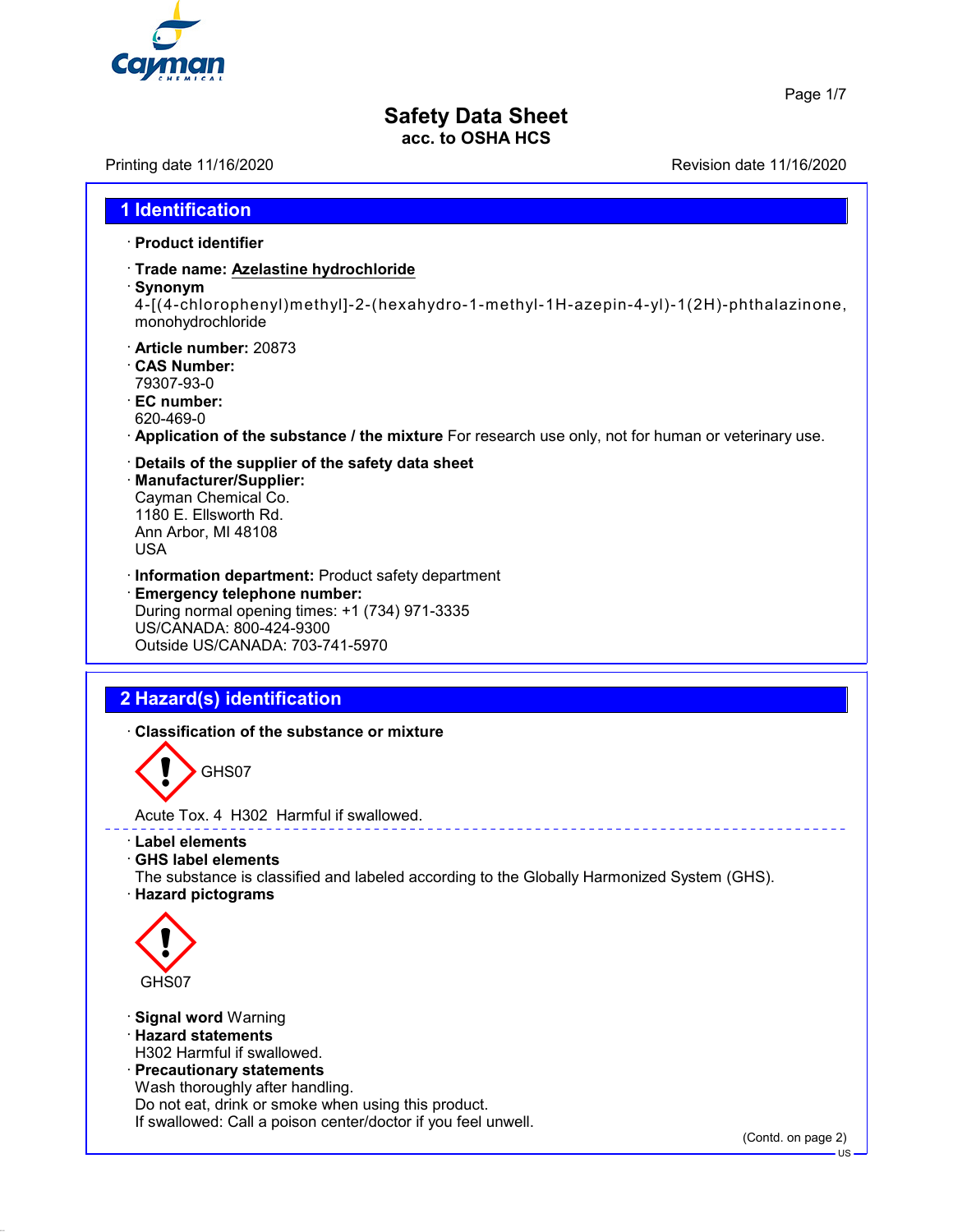# Safety Data Sheet
**acc. to OSHA HCS**

Printing date 11/16/2020 Revision date 11/16/2020

## 1 Identification

· **Product identifier**

· **Trade name: Azelastine hydrochloride**

· **Synonym**
4-[(4-chlorophenyl)methyl]-2-(hexahydro-1-methyl-1H-azepin-4-yl)-1(2H)-phthalazinone, monohydrochloride

· **Article number:** 20873

· **CAS Number:**
79307-93-0

· **EC number:**
620-469-0

· **Application of the substance / the mixture** For research use only, not for human or veterinary use.

· **Details of the supplier of the safety data sheet**

· **Manufacturer/Supplier:**
Cayman Chemical Co.
1180 E. Ellsworth Rd.
Ann Arbor, MI 48108
USA

· **Information department:** Product safety department

· **Emergency telephone number:**
During normal opening times: +1 (734) 971-3335
US/CANADA: 800-424-9300
Outside US/CANADA: 703-741-5970

## 2 Hazard(s) identification

· **Classification of the substance or mixture**

GHS07

Acute Tox. 4 H302 Harmful if swallowed.

· **Label elements**

· **GHS label elements**
The substance is classified and labeled according to the Globally Harmonized System (GHS).

· **Hazard pictograms**

GHS07

· **Signal word** Warning

· **Hazard statements**
H302 Harmful if swallowed.

· **Precautionary statements**
Wash thoroughly after handling.
Do not eat, drink or smoke when using this product.
If swallowed: Call a poison center/doctor if you feel unwell.

(Contd. on page 2)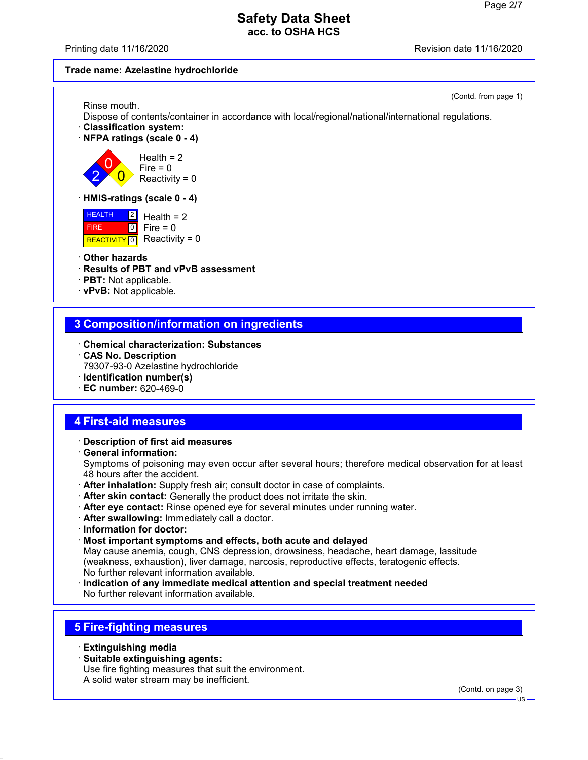**Trade name: Azelastine hydrochloride**

(Contd. from page 1)

Rinse mouth.
Dispose of contents/container in accordance with local/regional/national/international regulations.

· **Classification system:**
· **NFPA ratings (scale 0 - 4)**

Health = 2
Fire = 0
Reactivity = 0

· **HMIS-ratings (scale 0 - 4)**

| | | |
|---|---|---|
| HEALTH | 2 | Health = 2 |
| FIRE | 0 | Fire = 0 |
| REACTIVITY | 0 | Reactivity = 0 |

· **Other hazards**
· **Results of PBT and vPvB assessment**
· **PBT:** Not applicable.
· **vPvB:** Not applicable.

## 3 Composition/information on ingredients

· **Chemical characterization: Substances**
· **CAS No. Description**
79307-93-0 Azelastine hydrochloride
· **Identification number(s)**
· **EC number:** 620-469-0

## 4 First-aid measures

· **Description of first aid measures**
· **General information:**
Symptoms of poisoning may even occur after several hours; therefore medical observation for at least 48 hours after the accident.
· **After inhalation:** Supply fresh air; consult doctor in case of complaints.
· **After skin contact:** Generally the product does not irritate the skin.
· **After eye contact:** Rinse opened eye for several minutes under running water.
· **After swallowing:** Immediately call a doctor.
· **Information for doctor:**
· **Most important symptoms and effects, both acute and delayed**
May cause anemia, cough, CNS depression, drowsiness, headache, heart damage, lassitude (weakness, exhaustion), liver damage, narcosis, reproductive effects, teratogenic effects.
No further relevant information available.
· **Indication of any immediate medical attention and special treatment needed**
No further relevant information available.

## 5 Fire-fighting measures

· **Extinguishing media**
· **Suitable extinguishing agents:**
Use fire fighting measures that suit the environment.
A solid water stream may be inefficient.

(Contd. on page 3)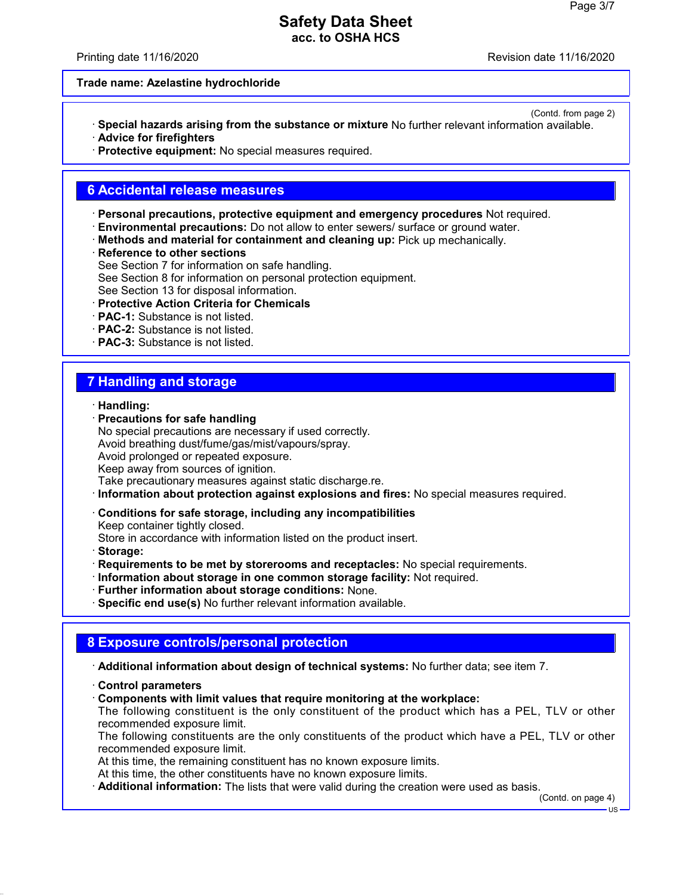**Trade name: Azelastine hydrochloride**

(Contd. from page 2)

· **Special hazards arising from the substance or mixture** No further relevant information available.
· **Advice for firefighters**
· **Protective equipment:** No special measures required.

## 6 Accidental release measures

· **Personal precautions, protective equipment and emergency procedures** Not required.
· **Environmental precautions:** Do not allow to enter sewers/ surface or ground water.
· **Methods and material for containment and cleaning up:** Pick up mechanically.
· **Reference to other sections**
See Section 7 for information on safe handling.
See Section 8 for information on personal protection equipment.
See Section 13 for disposal information.
· **Protective Action Criteria for Chemicals**
· **PAC-1:** Substance is not listed.
· **PAC-2:** Substance is not listed.
· **PAC-3:** Substance is not listed.

## 7 Handling and storage

· **Handling:**
· **Precautions for safe handling**
No special precautions are necessary if used correctly.
Avoid breathing dust/fume/gas/mist/vapours/spray.
Avoid prolonged or repeated exposure.
Keep away from sources of ignition.
Take precautionary measures against static discharge.re.
· **Information about protection against explosions and fires:** No special measures required.

· **Conditions for safe storage, including any incompatibilities**
Keep container tightly closed.
Store in accordance with information listed on the product insert.
· **Storage:**
· **Requirements to be met by storerooms and receptacles:** No special requirements.
· **Information about storage in one common storage facility:** Not required.
· **Further information about storage conditions:** None.
· **Specific end use(s)** No further relevant information available.

## 8 Exposure controls/personal protection

· **Additional information about design of technical systems:** No further data; see item 7.

· **Control parameters**
· **Components with limit values that require monitoring at the workplace:**
The following constituent is the only constituent of the product which has a PEL, TLV or other recommended exposure limit.
The following constituents are the only constituents of the product which have a PEL, TLV or other recommended exposure limit.
At this time, the remaining constituent has no known exposure limits.
At this time, the other constituents have no known exposure limits.
· **Additional information:** The lists that were valid during the creation were used as basis.

(Contd. on page 4)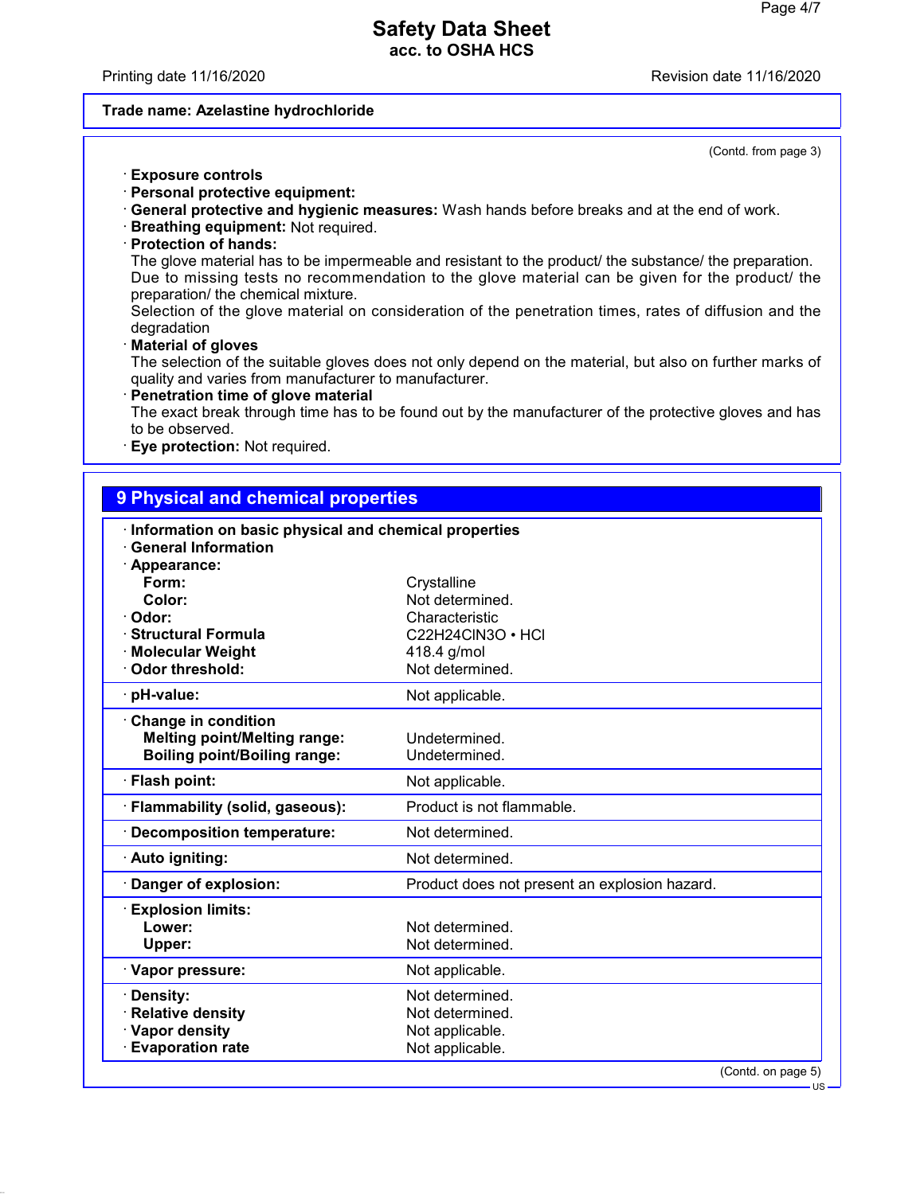**Trade name: Azelastine hydrochloride**

(Contd. from page 3)

- **Exposure controls**
- **Personal protective equipment:**
- **General protective and hygienic measures:** Wash hands before breaks and at the end of work.
- **Breathing equipment:** Not required.
- **Protection of hands:**

  The glove material has to be impermeable and resistant to the product/ the substance/ the preparation.
  Due to missing tests no recommendation to the glove material can be given for the product/ the preparation/ the chemical mixture.
  Selection of the glove material on consideration of the penetration times, rates of diffusion and the degradation
- **Material of gloves**

  The selection of the suitable gloves does not only depend on the material, but also on further marks of quality and varies from manufacturer to manufacturer.
- **Penetration time of glove material**

  The exact break through time has to be found out by the manufacturer of the protective gloves and has to be observed.
- **Eye protection:** Not required.

## 9 Physical and chemical properties

| Property | Value |
|---|---|
| **Information on basic physical and chemical properties** | |
| **General Information** | |
| **Appearance:** | |
| **Form:** | Crystalline |
| **Color:** | Not determined. |
| **Odor:** | Characteristic |
| **Structural Formula** | $C_{22}H_{24}ClN_3O \cdot HCl$ |
| **Molecular Weight** | 418.4 g/mol |
| **Odor threshold:** | Not determined. |
| **pH-value:** | Not applicable. |
| **Change in condition** | |
| **Melting point/Melting range:** | Undetermined. |
| **Boiling point/Boiling range:** | Undetermined. |
| **Flash point:** | Not applicable. |
| **Flammability (solid, gaseous):** | Product is not flammable. |
| **Decomposition temperature:** | Not determined. |
| **Auto igniting:** | Not determined. |
| **Danger of explosion:** | Product does not present an explosion hazard. |
| **Explosion limits:** | |
| **Lower:** | Not determined. |
| **Upper:** | Not determined. |
| **Vapor pressure:** | Not applicable. |
| **Density:** | Not determined. |
| **Relative density** | Not determined. |
| **Vapor density** | Not applicable. |
| **Evaporation rate** | Not applicable. |

(Contd. on page 5)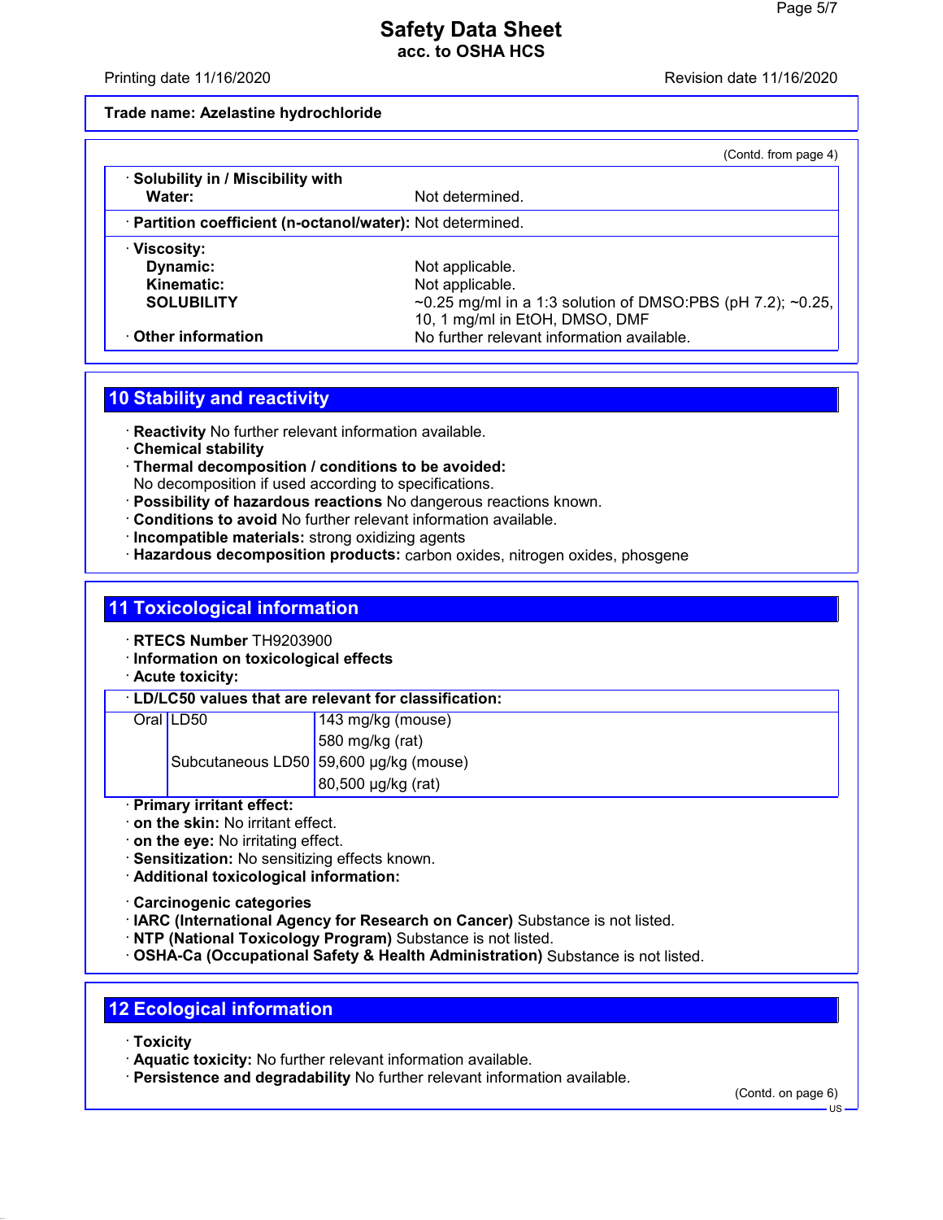**Trade name: Azelastine hydrochloride**

(Contd. from page 4)

| | |
|---|---|
| · **Solubility in / Miscibility with** | |
| **Water:** | Not determined. |
| · **Partition coefficient (n-octanol/water):** | Not determined. |
| · **Viscosity:** | |
| **Dynamic:** | Not applicable. |
| **Kinematic:** | Not applicable. |
| **SOLUBILITY** | ~0.25 mg/ml in a 1:3 solution of DMSO:PBS (pH 7.2); ~0.25, 10, 1 mg/ml in EtOH, DMSO, DMF |
| · **Other information** | No further relevant information available. |

## 10 Stability and reactivity

· **Reactivity** No further relevant information available.
· **Chemical stability**
· **Thermal decomposition / conditions to be avoided:**
No decomposition if used according to specifications.
· **Possibility of hazardous reactions** No dangerous reactions known.
· **Conditions to avoid** No further relevant information available.
· **Incompatible materials:** strong oxidizing agents
· **Hazardous decomposition products:** carbon oxides, nitrogen oxides, phosgene

## 11 Toxicological information

· **RTECS Number** TH9203900
· **Information on toxicological effects**
· **Acute toxicity:**

· **LD/LC50 values that are relevant for classification:**

| | | |
|---|---|---|
| Oral | LD50 | 143 mg/kg (mouse) |
| | | 580 mg/kg (rat) |
| | Subcutaneous LD50 | 59,600 µg/kg (mouse) |
| | | 80,500 µg/kg (rat) |

· **Primary irritant effect:**
· **on the skin:** No irritant effect.
· **on the eye:** No irritating effect.
· **Sensitization:** No sensitizing effects known.
· **Additional toxicological information:**

· **Carcinogenic categories**
· **IARC (International Agency for Research on Cancer)** Substance is not listed.
· **NTP (National Toxicology Program)** Substance is not listed.
· **OSHA-Ca (Occupational Safety & Health Administration)** Substance is not listed.

## 12 Ecological information

· **Toxicity**
· **Aquatic toxicity:** No further relevant information available.
· **Persistence and degradability** No further relevant information available.

(Contd. on page 6)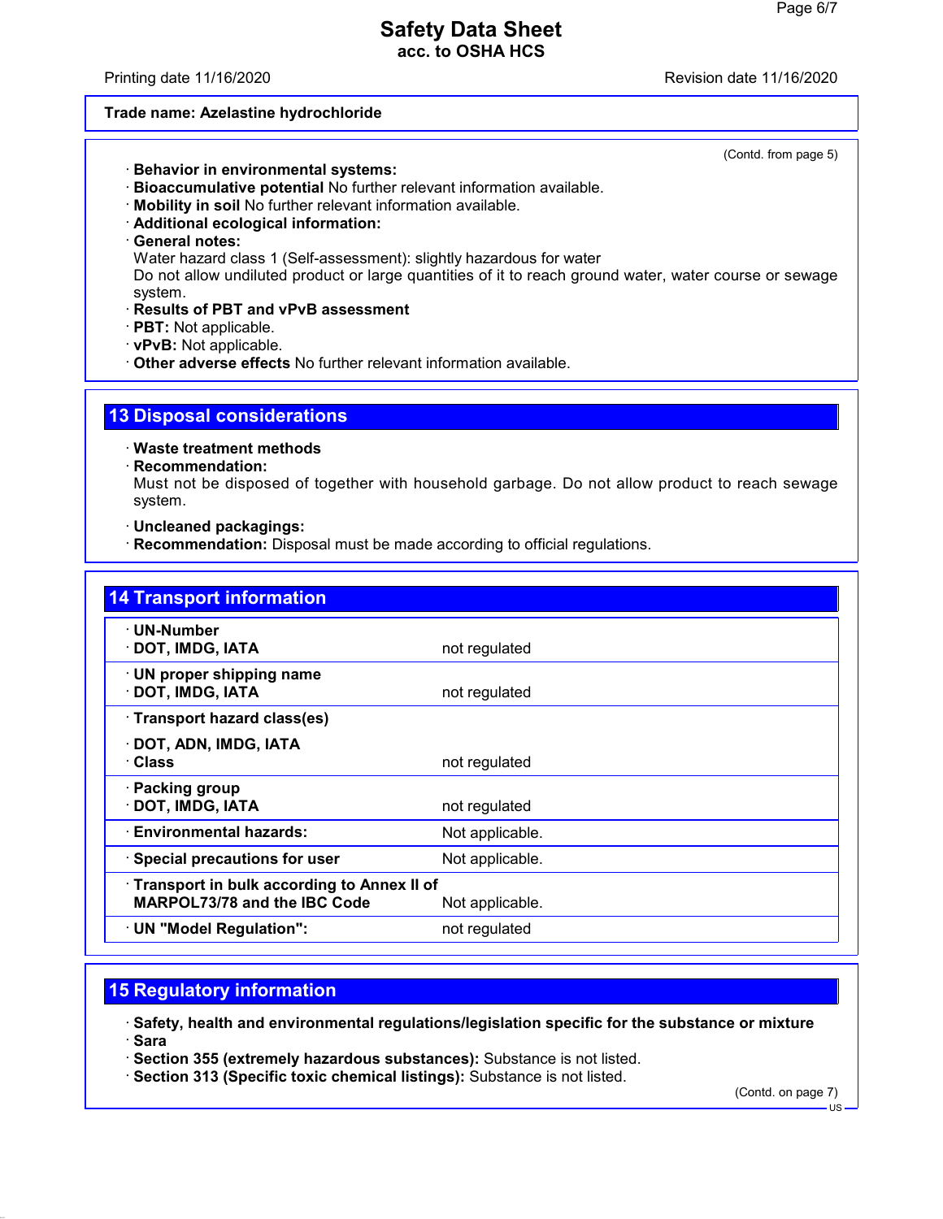**Trade name: Azelastine hydrochloride**

(Contd. from page 5)

· **Behavior in environmental systems:**
· **Bioaccumulative potential** No further relevant information available.
· **Mobility in soil** No further relevant information available.
· **Additional ecological information:**
· **General notes:**
Water hazard class 1 (Self-assessment): slightly hazardous for water
Do not allow undiluted product or large quantities of it to reach ground water, water course or sewage system.
· **Results of PBT and vPvB assessment**
· **PBT:** Not applicable.
· **vPvB:** Not applicable.
· **Other adverse effects** No further relevant information available.

## 13 Disposal considerations

· **Waste treatment methods**
· **Recommendation:**
Must not be disposed of together with household garbage. Do not allow product to reach sewage system.

· **Uncleaned packagings:**
· **Recommendation:** Disposal must be made according to official regulations.

## 14 Transport information

| | |
|---|---|
| · **UN-Number**<br>· **DOT, IMDG, IATA** | not regulated |
| · **UN proper shipping name**<br>· **DOT, IMDG, IATA** | not regulated |
| · **Transport hazard class(es)**<br>· **DOT, ADN, IMDG, IATA**<br>· **Class** | not regulated |
| · **Packing group**<br>· **DOT, IMDG, IATA** | not regulated |
| · **Environmental hazards:** | Not applicable. |
| · **Special precautions for user** | Not applicable. |
| · **Transport in bulk according to Annex II of MARPOL73/78 and the IBC Code** | Not applicable. |
| · **UN "Model Regulation":** | not regulated |

## 15 Regulatory information

· **Safety, health and environmental regulations/legislation specific for the substance or mixture**
· **Sara**
· **Section 355 (extremely hazardous substances):** Substance is not listed.
· **Section 313 (Specific toxic chemical listings):** Substance is not listed.

(Contd. on page 7)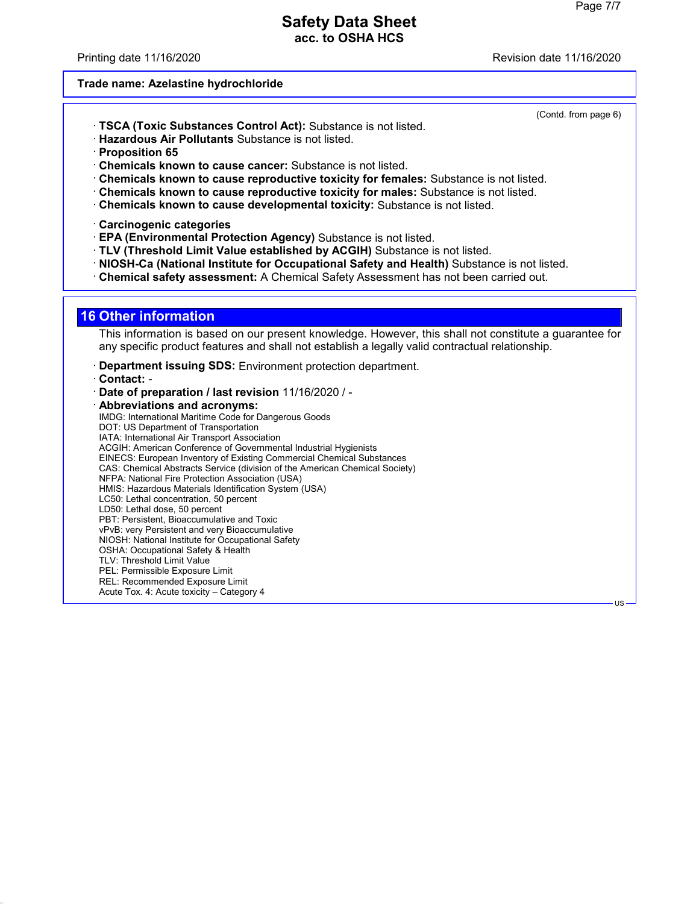(Contd. from page 6)

- **TSCA (Toxic Substances Control Act):** Substance is not listed.
- **Hazardous Air Pollutants** Substance is not listed.
- **Proposition 65**
- **Chemicals known to cause cancer:** Substance is not listed.
- **Chemicals known to cause reproductive toxicity for females:** Substance is not listed.
- **Chemicals known to cause reproductive toxicity for males:** Substance is not listed.
- **Chemicals known to cause developmental toxicity:** Substance is not listed.

- **Carcinogenic categories**
- **EPA (Environmental Protection Agency)** Substance is not listed.
- **TLV (Threshold Limit Value established by ACGIH)** Substance is not listed.
- **NIOSH-Ca (National Institute for Occupational Safety and Health)** Substance is not listed.
- **Chemical safety assessment:** A Chemical Safety Assessment has not been carried out.

## 16 Other information

This information is based on our present knowledge. However, this shall not constitute a guarantee for any specific product features and shall not establish a legally valid contractual relationship.

- **Department issuing SDS:** Environment protection department.
- **Contact:** -
- **Date of preparation / last revision** 11/16/2020 / -
- **Abbreviations and acronyms:**

IMDG: International Maritime Code for Dangerous Goods
DOT: US Department of Transportation
IATA: International Air Transport Association
ACGIH: American Conference of Governmental Industrial Hygienists
EINECS: European Inventory of Existing Commercial Chemical Substances
CAS: Chemical Abstracts Service (division of the American Chemical Society)
NFPA: National Fire Protection Association (USA)
HMIS: Hazardous Materials Identification System (USA)
LC50: Lethal concentration, 50 percent
LD50: Lethal dose, 50 percent
PBT: Persistent, Bioaccumulative and Toxic
vPvB: very Persistent and very Bioaccumulative
NIOSH: National Institute for Occupational Safety
OSHA: Occupational Safety & Health
TLV: Threshold Limit Value
PEL: Permissible Exposure Limit
REL: Recommended Exposure Limit
Acute Tox. 4: Acute toxicity – Category 4